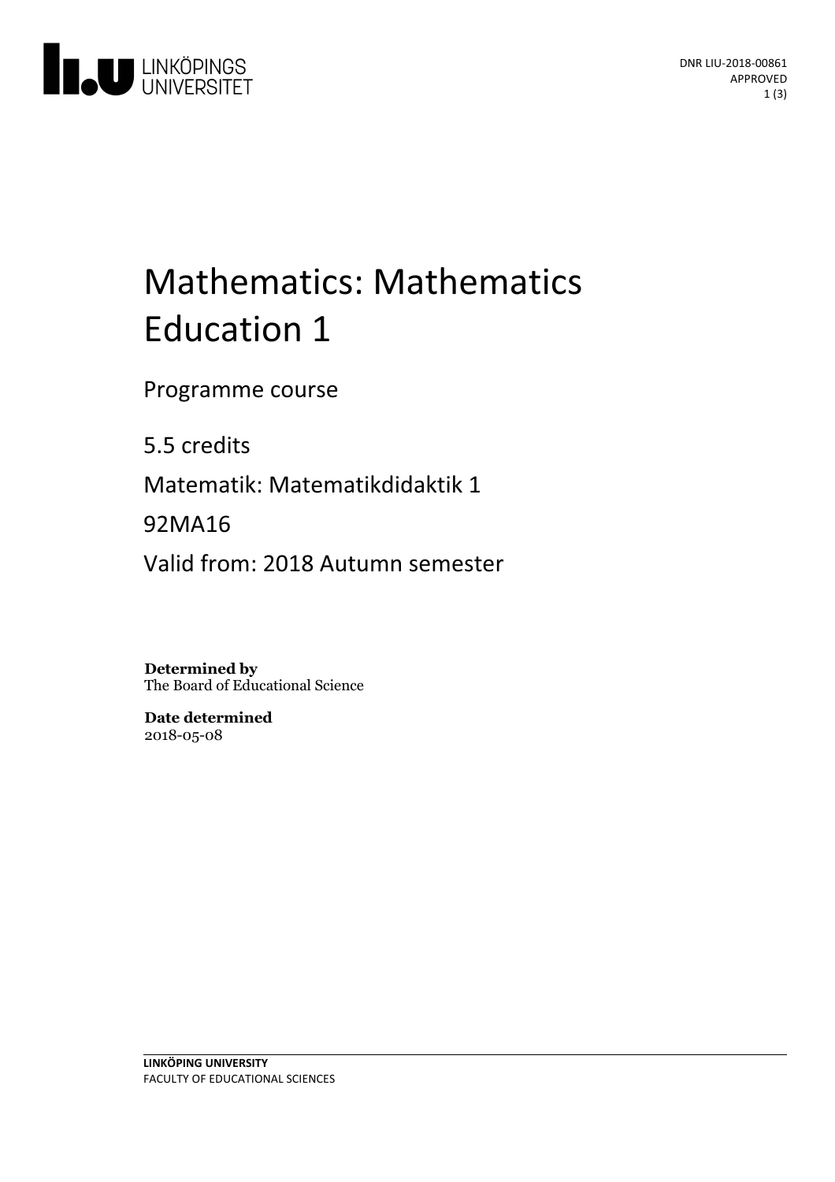DNR LIU-2018-00861
APPROVED

# Mathematics: Mathematics Education 1

Programme course

5.5 credits

Matematik: Matematikdidaktik 1

92MA16

Valid from: 2018 Autumn semester

**Determined by**
The Board of Educational Science

**Date determined**
2018-05-08

**LINKÖPING UNIVERSITY**
FACULTY OF EDUCATIONAL SCIENCES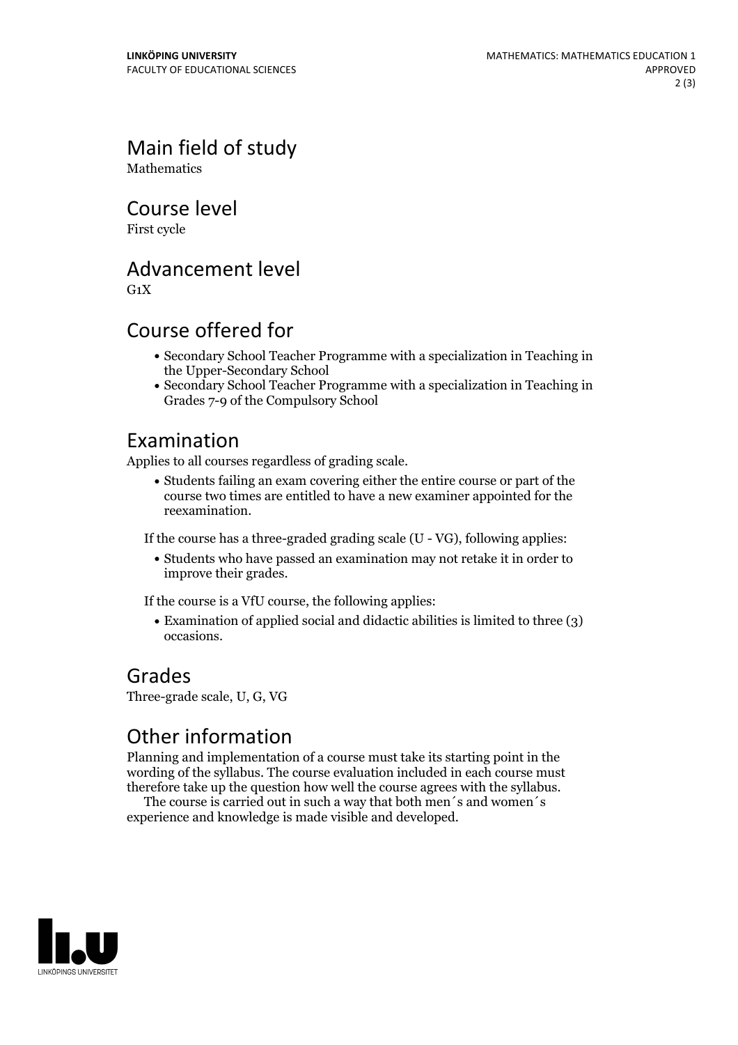## Main field of study

Mathematics

## Course level

First cycle

## Advancement level

G1X

## Course offered for

- Secondary School Teacher Programme with a specialization in Teaching in the Upper-Secondary School
- Secondary School Teacher Programme with a specialization in Teaching in Grades 7-9 of the Compulsory School

## Examination

Applies to all courses regardless of grading scale.

- Students failing an exam covering either the entire course or part of the course two times are entitled to have a new examiner appointed for the reexamination.

If the course has a three-graded grading scale (U - VG), following applies:

- Students who have passed an examination may not retake it in order to improve their grades.

If the course is a VfU course, the following applies:

- Examination of applied social and didactic abilities is limited to three (3) occasions.

## Grades

Three-grade scale, U, G, VG

## Other information

Planning and implementation of a course must take its starting point in the wording of the syllabus. The course evaluation included in each course must therefore take up the question how well the course agrees with the syllabus.

The course is carried out in such a way that both men´s and women´s experience and knowledge is made visible and developed.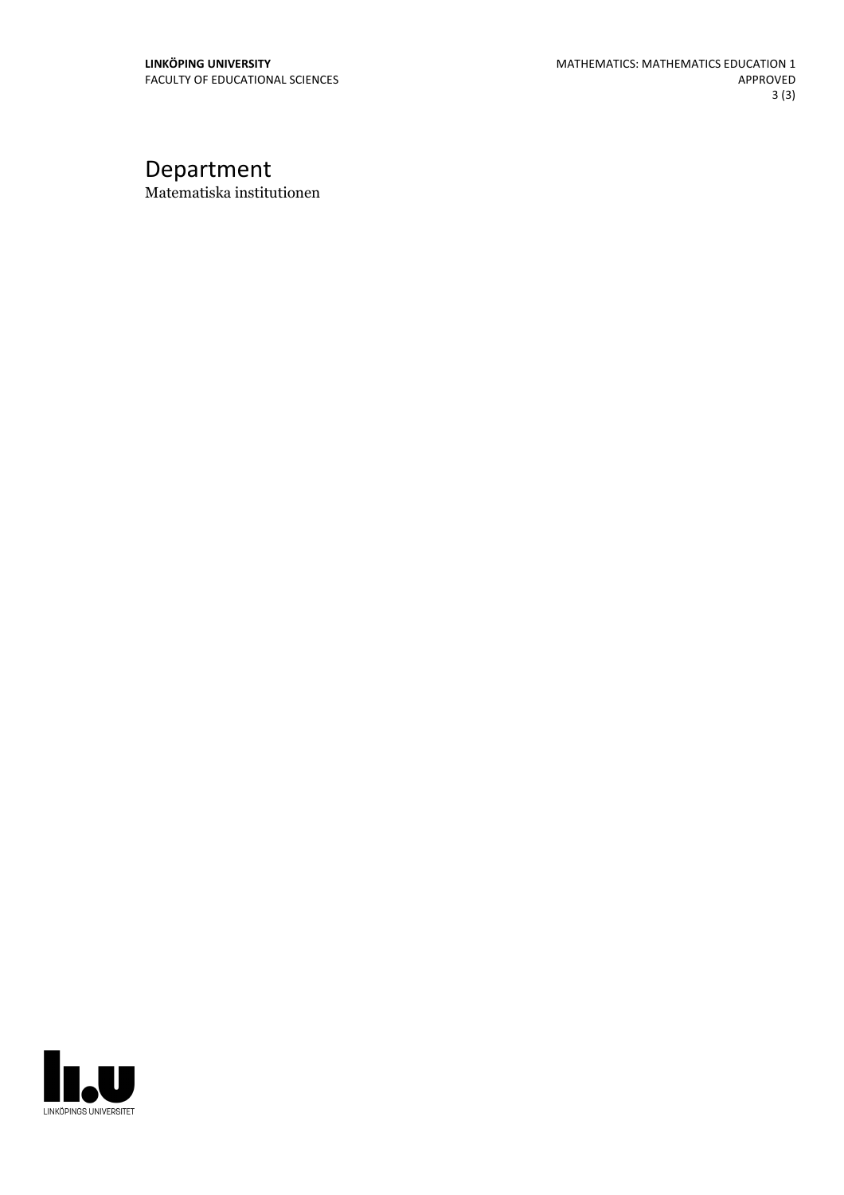## Department

Matematiska institutionen